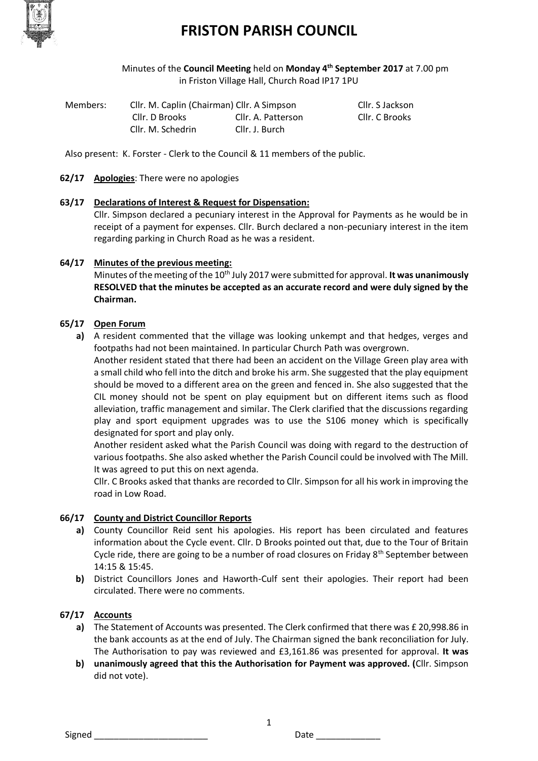# FRISTON PARISH COUNCIL

Minutes of the **Council Meeting** held on **Monday 4th September 2017** at 7.00 pm in Friston Village Hall, Church Road IP17 1PU

| Members: | Cllr. M. Caplin (Chairman) | Cllr. A Simpson | Cllr. S Jackson |
|---|---|---|---|
| | Cllr. D Brooks | Cllr. A. Patterson | Cllr. C Brooks |
| | Cllr. M. Schedrin | Cllr. J. Burch | |

Also present: K. Forster - Clerk to the Council & 11 members of the public.

**62/17 Apologies**: There were no apologies

**63/17 Declarations of Interest & Request for Dispensation:**

Cllr. Simpson declared a pecuniary interest in the Approval for Payments as he would be in receipt of a payment for expenses. Cllr. Burch declared a non-pecuniary interest in the item regarding parking in Church Road as he was a resident.

**64/17 Minutes of the previous meeting:**

Minutes of the meeting of the 10th July 2017 were submitted for approval. **It was unanimously RESOLVED that the minutes be accepted as an accurate record and were duly signed by the Chairman.**

**65/17 Open Forum**

**a)** A resident commented that the village was looking unkempt and that hedges, verges and footpaths had not been maintained. In particular Church Path was overgrown.

Another resident stated that there had been an accident on the Village Green play area with a small child who fell into the ditch and broke his arm. She suggested that the play equipment should be moved to a different area on the green and fenced in. She also suggested that the CIL money should not be spent on play equipment but on different items such as flood alleviation, traffic management and similar. The Clerk clarified that the discussions regarding play and sport equipment upgrades was to use the S106 money which is specifically designated for sport and play only.

Another resident asked what the Parish Council was doing with regard to the destruction of various footpaths. She also asked whether the Parish Council could be involved with The Mill. It was agreed to put this on next agenda.

Cllr. C Brooks asked that thanks are recorded to Cllr. Simpson for all his work in improving the road in Low Road.

**66/17 County and District Councillor Reports**

**a)** County Councillor Reid sent his apologies. His report has been circulated and features information about the Cycle event. Cllr. D Brooks pointed out that, due to the Tour of Britain Cycle ride, there are going to be a number of road closures on Friday 8th September between 14:15 & 15:45.

**b)** District Councillors Jones and Haworth-Culf sent their apologies. Their report had been circulated. There were no comments.

**67/17 Accounts**

**a)** The Statement of Accounts was presented. The Clerk confirmed that there was £ 20,998.86 in the bank accounts as at the end of July. The Chairman signed the bank reconciliation for July. The Authorisation to pay was reviewed and £3,161.86 was presented for approval. **It was**

**b) unanimously agreed that this the Authorisation for Payment was approved. (**Cllr. Simpson did not vote).

Signed ______________________ Date ____________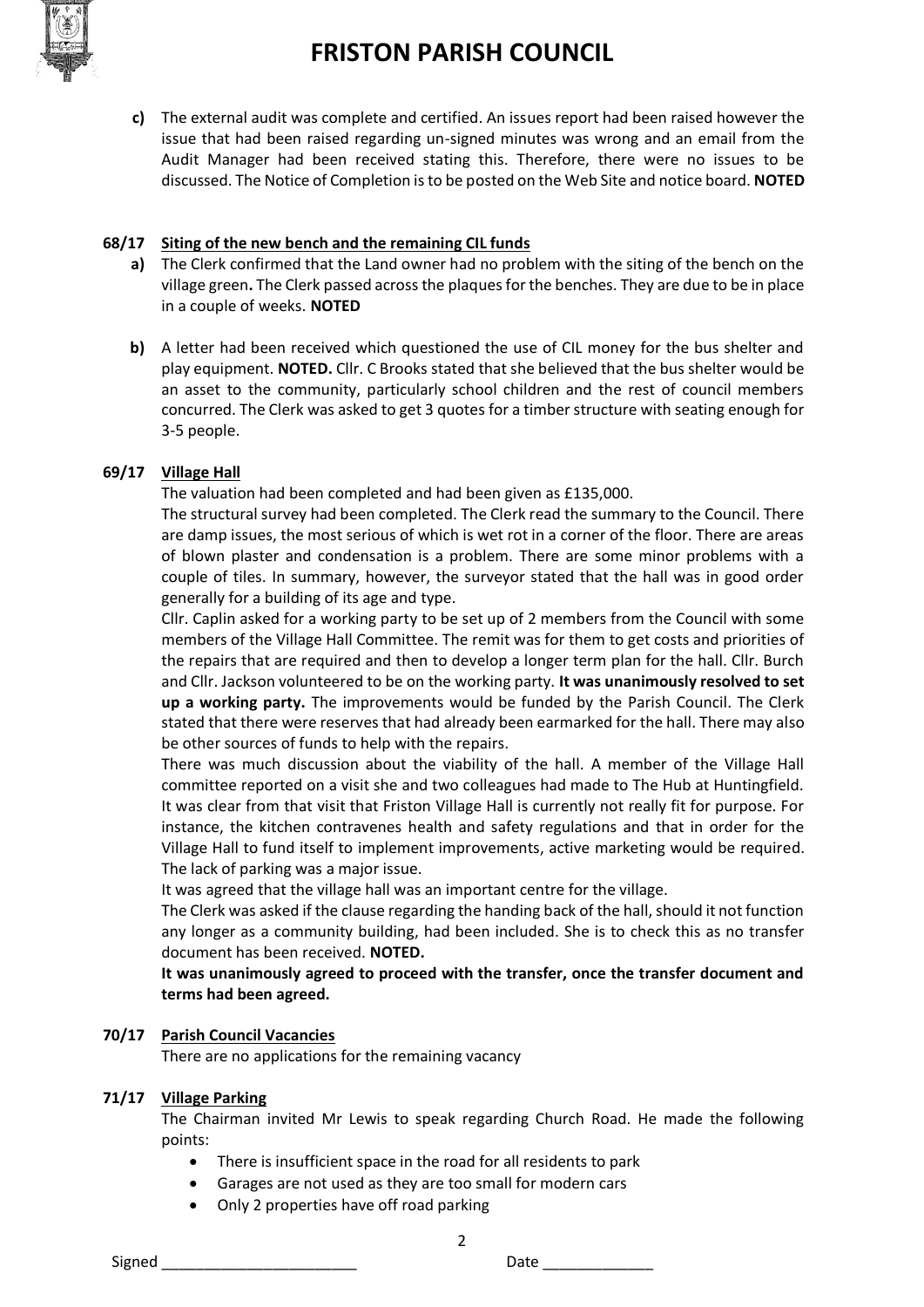**c)** The external audit was complete and certified. An issues report had been raised however the issue that had been raised regarding un-signed minutes was wrong and an email from the Audit Manager had been received stating this. Therefore, there were no issues to be discussed. The Notice of Completion is to be posted on the Web Site and notice board. **NOTED**

**68/17 Siting of the new bench and the remaining CIL funds**

**a)** The Clerk confirmed that the Land owner had no problem with the siting of the bench on the village green**.** The Clerk passed across the plaques for the benches. They are due to be in place in a couple of weeks. **NOTED**

**b)** A letter had been received which questioned the use of CIL money for the bus shelter and play equipment. **NOTED.** Cllr. C Brooks stated that she believed that the bus shelter would be an asset to the community, particularly school children and the rest of council members concurred. The Clerk was asked to get 3 quotes for a timber structure with seating enough for 3-5 people.

**69/17 Village Hall**

The valuation had been completed and had been given as £135,000.

The structural survey had been completed. The Clerk read the summary to the Council. There are damp issues, the most serious of which is wet rot in a corner of the floor. There are areas of blown plaster and condensation is a problem. There are some minor problems with a couple of tiles. In summary, however, the surveyor stated that the hall was in good order generally for a building of its age and type.

Cllr. Caplin asked for a working party to be set up of 2 members from the Council with some members of the Village Hall Committee. The remit was for them to get costs and priorities of the repairs that are required and then to develop a longer term plan for the hall. Cllr. Burch and Cllr. Jackson volunteered to be on the working party. **It was unanimously resolved to set up a working party.** The improvements would be funded by the Parish Council. The Clerk stated that there were reserves that had already been earmarked for the hall. There may also be other sources of funds to help with the repairs.

There was much discussion about the viability of the hall. A member of the Village Hall committee reported on a visit she and two colleagues had made to The Hub at Huntingfield. It was clear from that visit that Friston Village Hall is currently not really fit for purpose. For instance, the kitchen contravenes health and safety regulations and that in order for the Village Hall to fund itself to implement improvements, active marketing would be required. The lack of parking was a major issue.

It was agreed that the village hall was an important centre for the village.

The Clerk was asked if the clause regarding the handing back of the hall, should it not function any longer as a community building, had been included. She is to check this as no transfer document has been received. **NOTED.**

**It was unanimously agreed to proceed with the transfer, once the transfer document and terms had been agreed.**

**70/17 Parish Council Vacancies**

There are no applications for the remaining vacancy

**71/17 Village Parking**

The Chairman invited Mr Lewis to speak regarding Church Road. He made the following points:

- There is insufficient space in the road for all residents to park
- Garages are not used as they are too small for modern cars
- Only 2 properties have off road parking

Signed _______________________ Date _____________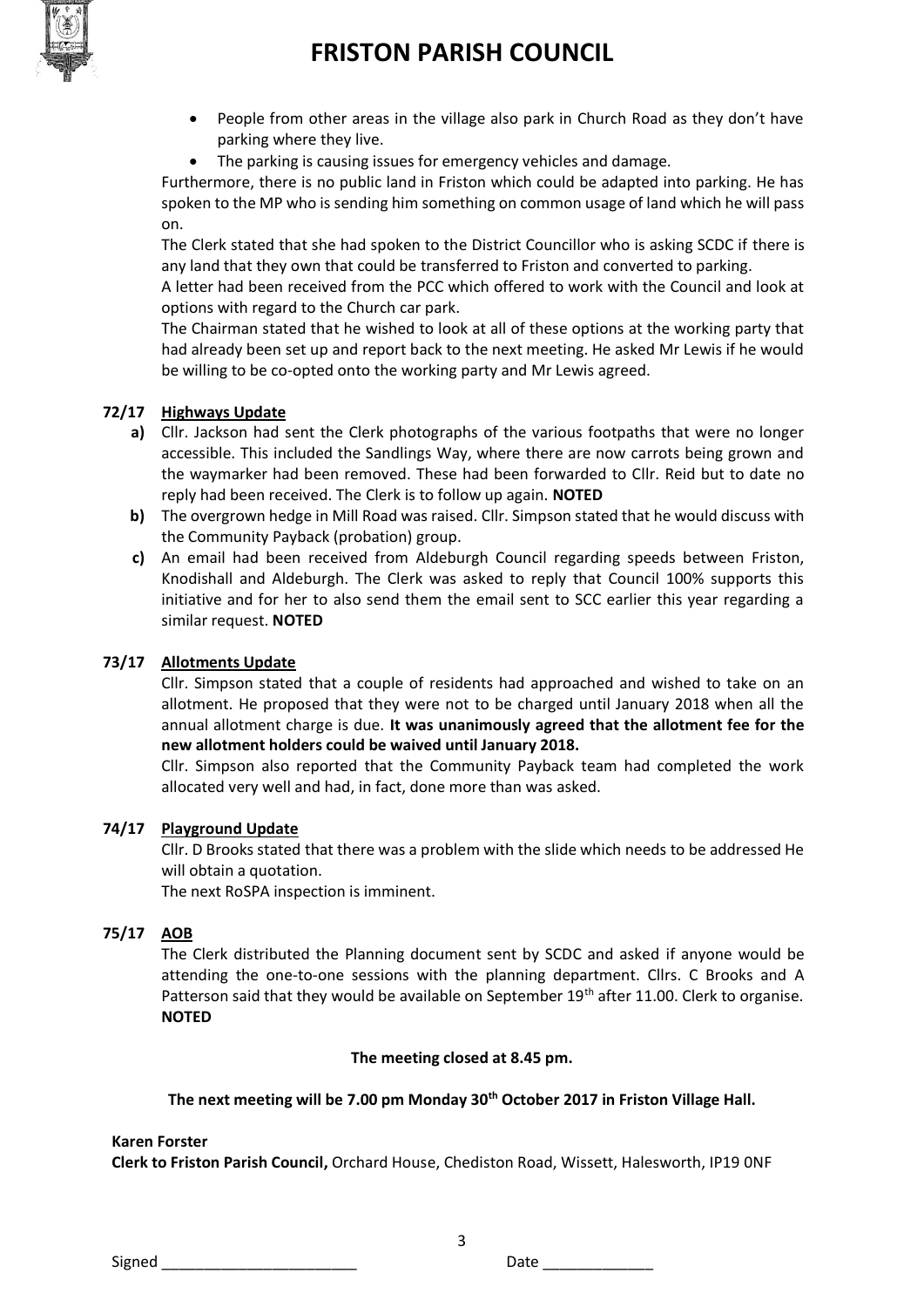- People from other areas in the village also park in Church Road as they don't have parking where they live.
- The parking is causing issues for emergency vehicles and damage.

Furthermore, there is no public land in Friston which could be adapted into parking. He has spoken to the MP who is sending him something on common usage of land which he will pass on.

The Clerk stated that she had spoken to the District Councillor who is asking SCDC if there is any land that they own that could be transferred to Friston and converted to parking.

A letter had been received from the PCC which offered to work with the Council and look at options with regard to the Church car park.

The Chairman stated that he wished to look at all of these options at the working party that had already been set up and report back to the next meeting. He asked Mr Lewis if he would be willing to be co-opted onto the working party and Mr Lewis agreed.

**72/17 Highways Update**

**a)** Cllr. Jackson had sent the Clerk photographs of the various footpaths that were no longer accessible. This included the Sandlings Way, where there are now carrots being grown and the waymarker had been removed. These had been forwarded to Cllr. Reid but to date no reply had been received. The Clerk is to follow up again. **NOTED**

**b)** The overgrown hedge in Mill Road was raised. Cllr. Simpson stated that he would discuss with the Community Payback (probation) group.

**c)** An email had been received from Aldeburgh Council regarding speeds between Friston, Knodishall and Aldeburgh. The Clerk was asked to reply that Council 100% supports this initiative and for her to also send them the email sent to SCC earlier this year regarding a similar request. **NOTED**

**73/17 Allotments Update**

Cllr. Simpson stated that a couple of residents had approached and wished to take on an allotment. He proposed that they were not to be charged until January 2018 when all the annual allotment charge is due. **It was unanimously agreed that the allotment fee for the new allotment holders could be waived until January 2018.**

Cllr. Simpson also reported that the Community Payback team had completed the work allocated very well and had, in fact, done more than was asked.

**74/17 Playground Update**

Cllr. D Brooks stated that there was a problem with the slide which needs to be addressed He will obtain a quotation.

The next RoSPA inspection is imminent.

**75/17 AOB**

The Clerk distributed the Planning document sent by SCDC and asked if anyone would be attending the one-to-one sessions with the planning department. Cllrs. C Brooks and A Patterson said that they would be available on September 19th after 11.00. Clerk to organise. **NOTED**

**The meeting closed at 8.45 pm.**

**The next meeting will be 7.00 pm Monday 30th October 2017 in Friston Village Hall.**

**Karen Forster**
**Clerk to Friston Parish Council,** Orchard House, Chediston Road, Wissett, Halesworth, IP19 0NF

Signed ________________________ Date _____________